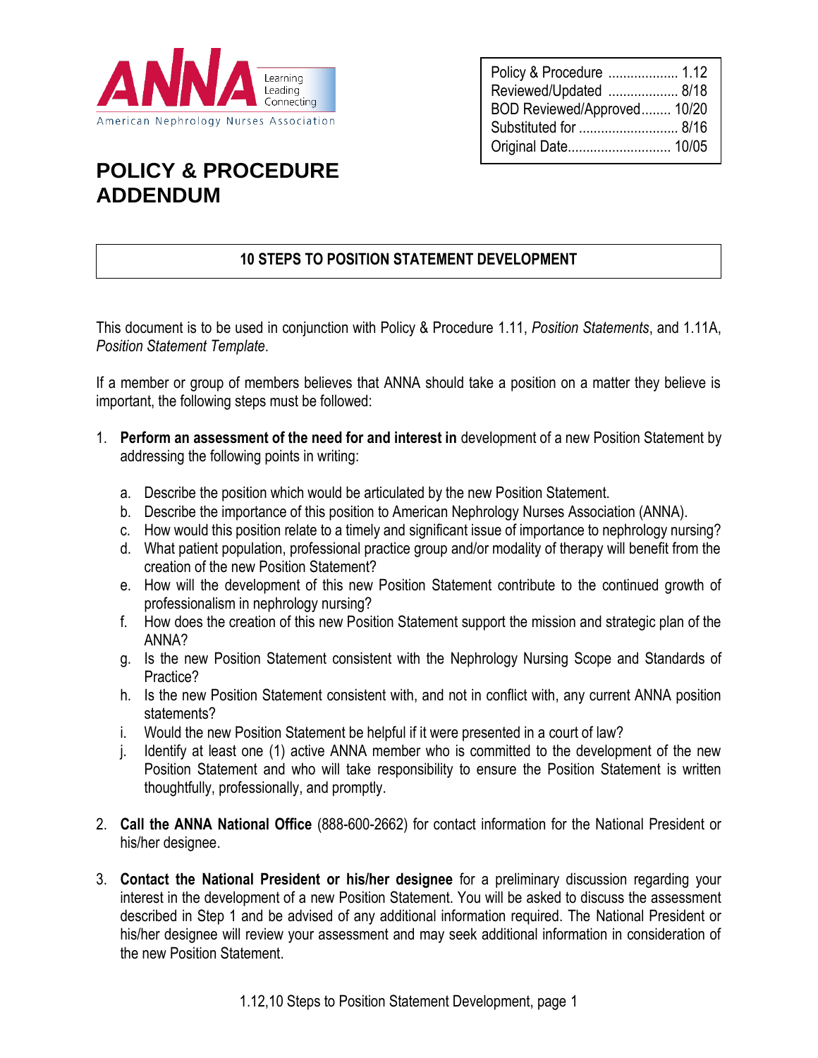ANNA Learning Leading Connecting
American Nephrology Nurses Association

| Policy & Procedure | 1.12 |
| --- | --- |
| Reviewed/Updated | 8/18 |
| BOD Reviewed/Approved | 10/20 |
| Substituted for | 8/16 |
| Original Date | 10/05 |

# POLICY & PROCEDURE ADDENDUM

## 10 STEPS TO POSITION STATEMENT DEVELOPMENT

This document is to be used in conjunction with Policy & Procedure 1.11, *Position Statements*, and 1.11A, *Position Statement Template*.

If a member or group of members believes that ANNA should take a position on a matter they believe is important, the following steps must be followed:

1. **Perform an assessment of the need for and interest in** development of a new Position Statement by addressing the following points in writing:

   a. Describe the position which would be articulated by the new Position Statement.
   b. Describe the importance of this position to American Nephrology Nurses Association (ANNA).
   c. How would this position relate to a timely and significant issue of importance to nephrology nursing?
   d. What patient population, professional practice group and/or modality of therapy will benefit from the creation of the new Position Statement?
   e. How will the development of this new Position Statement contribute to the continued growth of professionalism in nephrology nursing?
   f. How does the creation of this new Position Statement support the mission and strategic plan of the ANNA?
   g. Is the new Position Statement consistent with the Nephrology Nursing Scope and Standards of Practice?
   h. Is the new Position Statement consistent with, and not in conflict with, any current ANNA position statements?
   i. Would the new Position Statement be helpful if it were presented in a court of law?
   j. Identify at least one (1) active ANNA member who is committed to the development of the new Position Statement and who will take responsibility to ensure the Position Statement is written thoughtfully, professionally, and promptly.

2. **Call the ANNA National Office** (888-600-2662) for contact information for the National President or his/her designee.

3. **Contact the National President or his/her designee** for a preliminary discussion regarding your interest in the development of a new Position Statement. You will be asked to discuss the assessment described in Step 1 and be advised of any additional information required. The National President or his/her designee will review your assessment and may seek additional information in consideration of the new Position Statement.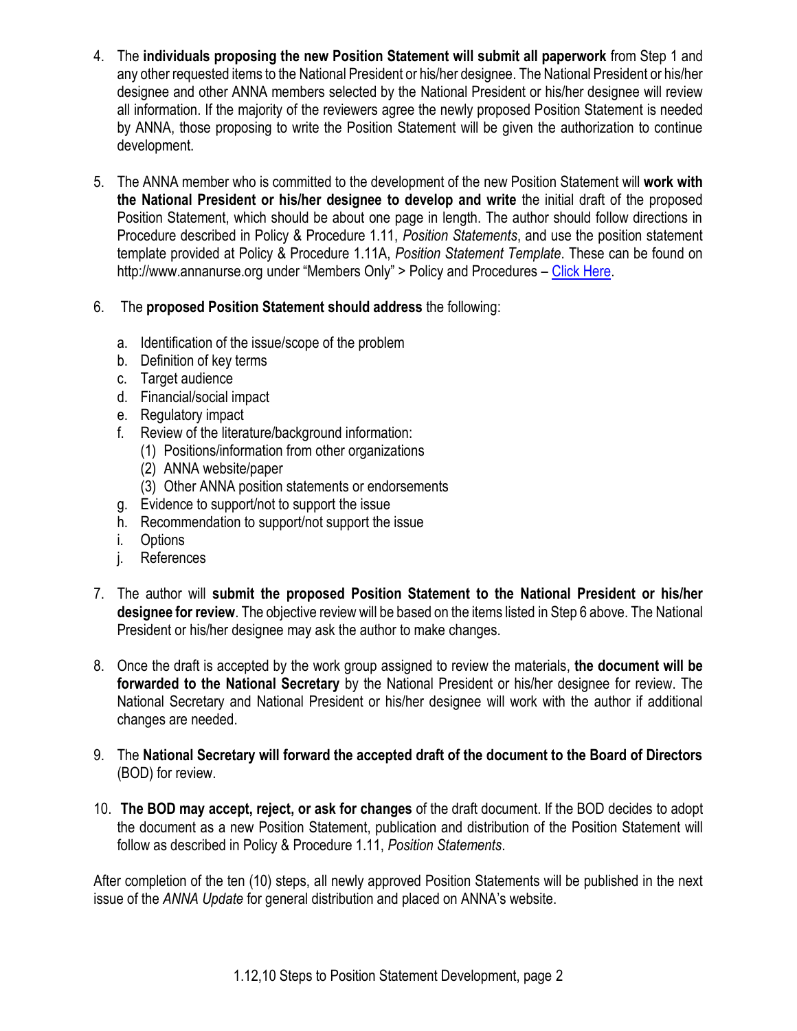4. The **individuals proposing the new Position Statement will submit all paperwork** from Step 1 and any other requested items to the National President or his/her designee. The National President or his/her designee and other ANNA members selected by the National President or his/her designee will review all information. If the majority of the reviewers agree the newly proposed Position Statement is needed by ANNA, those proposing to write the Position Statement will be given the authorization to continue development.

5. The ANNA member who is committed to the development of the new Position Statement will **work with the National President or his/her designee to develop and write** the initial draft of the proposed Position Statement, which should be about one page in length. The author should follow directions in Procedure described in Policy & Procedure 1.11, *Position Statements*, and use the position statement template provided at Policy & Procedure 1.11A, *Position Statement Template*. These can be found on http://www.annanurse.org under "Members Only" > Policy and Procedures – Click Here.

6. The **proposed Position Statement should address** the following:

   a. Identification of the issue/scope of the problem
   b. Definition of key terms
   c. Target audience
   d. Financial/social impact
   e. Regulatory impact
   f. Review of the literature/background information:
      (1) Positions/information from other organizations
      (2) ANNA website/paper
      (3) Other ANNA position statements or endorsements
   g. Evidence to support/not to support the issue
   h. Recommendation to support/not support the issue
   i. Options
   j. References

7. The author will **submit the proposed Position Statement to the National President or his/her designee for review**. The objective review will be based on the items listed in Step 6 above. The National President or his/her designee may ask the author to make changes.

8. Once the draft is accepted by the work group assigned to review the materials, **the document will be forwarded to the National Secretary** by the National President or his/her designee for review. The National Secretary and National President or his/her designee will work with the author if additional changes are needed.

9. The **National Secretary will forward the accepted draft of the document to the Board of Directors** (BOD) for review.

10. **The BOD may accept, reject, or ask for changes** of the draft document. If the BOD decides to adopt the document as a new Position Statement, publication and distribution of the Position Statement will follow as described in Policy & Procedure 1.11, *Position Statements*.

After completion of the ten (10) steps, all newly approved Position Statements will be published in the next issue of the *ANNA Update* for general distribution and placed on ANNA's website.